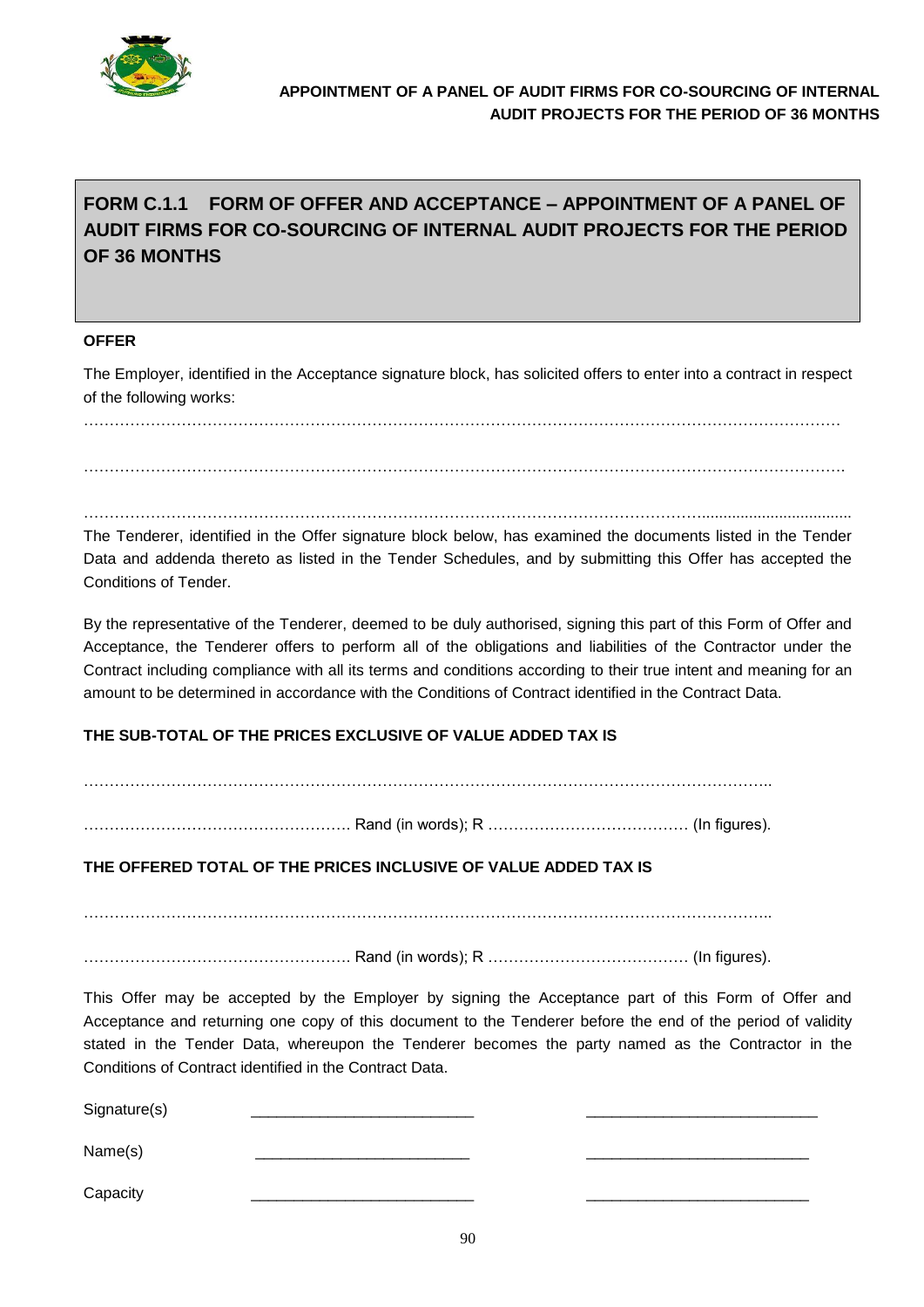**APPOINTMENT OF A PANEL OF AUDIT FIRMS FOR CO-SOURCING OF INTERNAL AUDIT PROJECTS FOR THE PERIOD OF 36 MONTHS**

## FORM C.1.1 FORM OF OFFER AND ACCEPTANCE – APPOINTMENT OF A PANEL OF AUDIT FIRMS FOR CO-SOURCING OF INTERNAL AUDIT PROJECTS FOR THE PERIOD OF 36 MONTHS

**OFFER**

The Employer, identified in the Acceptance signature block, has solicited offers to enter into a contract in respect of the following works:

…………………………………………………………………………………………………………………………………

…………………………………………………………………………………………………………………………………

…………………………………………………………………………………………………………………………………

The Tenderer, identified in the Offer signature block below, has examined the documents listed in the Tender Data and addenda thereto as listed in the Tender Schedules, and by submitting this Offer has accepted the Conditions of Tender.

By the representative of the Tenderer, deemed to be duly authorised, signing this part of this Form of Offer and Acceptance, the Tenderer offers to perform all of the obligations and liabilities of the Contractor under the Contract including compliance with all its terms and conditions according to their true intent and meaning for an amount to be determined in accordance with the Conditions of Contract identified in the Contract Data.

**THE SUB-TOTAL OF THE PRICES EXCLUSIVE OF VALUE ADDED TAX IS**

……………………………………………………………………………………………………………………..

……………………………………………. Rand (in words); R ………………………………… (In figures).

**THE OFFERED TOTAL OF THE PRICES INCLUSIVE OF VALUE ADDED TAX IS**

……………………………………………………………………………………………………………………..

……………………………………………. Rand (in words); R ………………………………… (In figures).

This Offer may be accepted by the Employer by signing the Acceptance part of this Form of Offer and Acceptance and returning one copy of this document to the Tenderer before the end of the period of validity stated in the Tender Data, whereupon the Tenderer becomes the party named as the Contractor in the Conditions of Contract identified in the Contract Data.

Signature(s) \_\_\_\_\_\_\_\_\_\_\_\_\_\_\_\_\_\_\_\_\_\_\_\_\_\_ \_\_\_\_\_\_\_\_\_\_\_\_\_\_\_\_\_\_\_\_\_\_\_\_\_\_

Name(s) \_\_\_\_\_\_\_\_\_\_\_\_\_\_\_\_\_\_\_\_\_\_\_\_\_\_ \_\_\_\_\_\_\_\_\_\_\_\_\_\_\_\_\_\_\_\_\_\_\_\_\_\_

Capacity \_\_\_\_\_\_\_\_\_\_\_\_\_\_\_\_\_\_\_\_\_\_\_\_\_\_ \_\_\_\_\_\_\_\_\_\_\_\_\_\_\_\_\_\_\_\_\_\_\_\_\_\_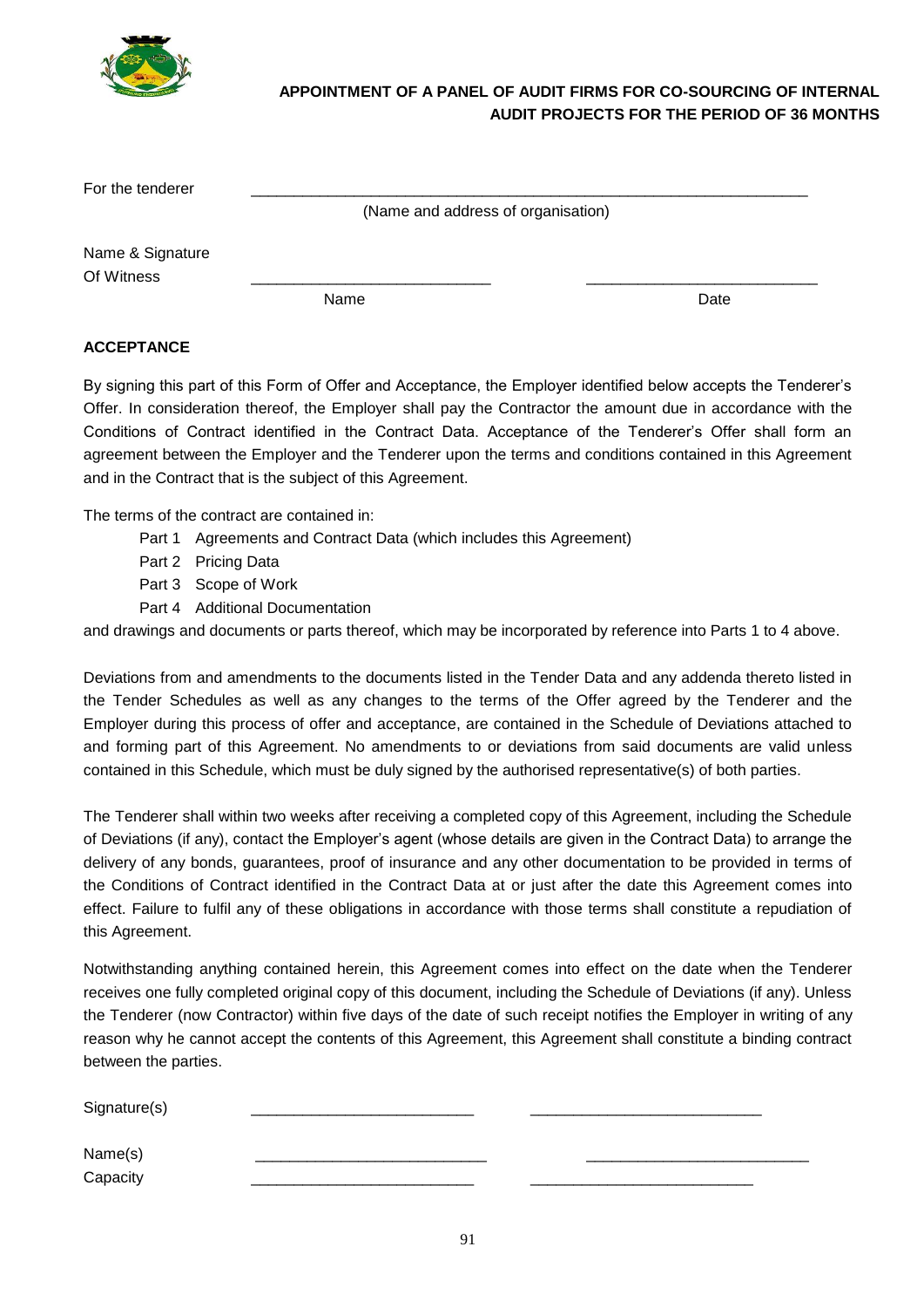**APPOINTMENT OF A PANEL OF AUDIT FIRMS FOR CO-SOURCING OF INTERNAL AUDIT PROJECTS FOR THE PERIOD OF 36 MONTHS**

For the tenderer ________________________________________________

(Name and address of organisation)

Name & Signature Of Witness ____________________________ ____________________________

Name Date

**ACCEPTANCE**

By signing this part of this Form of Offer and Acceptance, the Employer identified below accepts the Tenderer's Offer. In consideration thereof, the Employer shall pay the Contractor the amount due in accordance with the Conditions of Contract identified in the Contract Data. Acceptance of the Tenderer's Offer shall form an agreement between the Employer and the Tenderer upon the terms and conditions contained in this Agreement and in the Contract that is the subject of this Agreement.

The terms of the contract are contained in:

- Part 1 Agreements and Contract Data (which includes this Agreement)
- Part 2 Pricing Data
- Part 3 Scope of Work
- Part 4 Additional Documentation

and drawings and documents or parts thereof, which may be incorporated by reference into Parts 1 to 4 above.

Deviations from and amendments to the documents listed in the Tender Data and any addenda thereto listed in the Tender Schedules as well as any changes to the terms of the Offer agreed by the Tenderer and the Employer during this process of offer and acceptance, are contained in the Schedule of Deviations attached to and forming part of this Agreement. No amendments to or deviations from said documents are valid unless contained in this Schedule, which must be duly signed by the authorised representative(s) of both parties.

The Tenderer shall within two weeks after receiving a completed copy of this Agreement, including the Schedule of Deviations (if any), contact the Employer's agent (whose details are given in the Contract Data) to arrange the delivery of any bonds, guarantees, proof of insurance and any other documentation to be provided in terms of the Conditions of Contract identified in the Contract Data at or just after the date this Agreement comes into effect. Failure to fulfil any of these obligations in accordance with those terms shall constitute a repudiation of this Agreement.

Notwithstanding anything contained herein, this Agreement comes into effect on the date when the Tenderer receives one fully completed original copy of this document, including the Schedule of Deviations (if any). Unless the Tenderer (now Contractor) within five days of the date of such receipt notifies the Employer in writing of any reason why he cannot accept the contents of this Agreement, this Agreement shall constitute a binding contract between the parties.

Signature(s) ____________________________ ____________________________

Name(s) ____________________________ ____________________________

Capacity ____________________________ ____________________________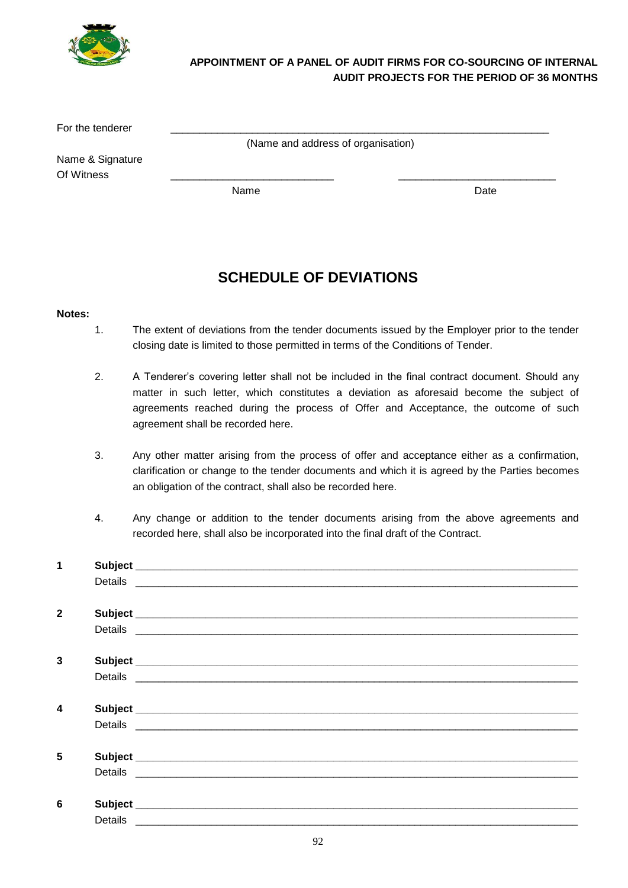APPOINTMENT OF A PANEL OF AUDIT FIRMS FOR CO-SOURCING OF INTERNAL AUDIT PROJECTS FOR THE PERIOD OF 36 MONTHS

For the tenderer ________________________________________________
(Name and address of organisation)

Name & Signature Of Witness ____________________________ ____________________________
Name Date

## SCHEDULE OF DEVIATIONS

**Notes:**

1. The extent of deviations from the tender documents issued by the Employer prior to the tender closing date is limited to those permitted in terms of the Conditions of Tender.

2. A Tenderer's covering letter shall not be included in the final contract document. Should any matter in such letter, which constitutes a deviation as aforesaid become the subject of agreements reached during the process of Offer and Acceptance, the outcome of such agreement shall be recorded here.

3. Any other matter arising from the process of offer and acceptance either as a confirmation, clarification or change to the tender documents and which it is agreed by the Parties becomes an obligation of the contract, shall also be recorded here.

4. Any change or addition to the tender documents arising from the above agreements and recorded here, shall also be incorporated into the final draft of the Contract.

**1** **Subject** ____________________________________________
Details ____________________________________________

**2** **Subject** ____________________________________________
Details ____________________________________________

**3** **Subject** ____________________________________________
Details ____________________________________________

**4** **Subject** ____________________________________________
Details ____________________________________________

**5** **Subject** ____________________________________________
Details ____________________________________________

**6** **Subject** ____________________________________________
Details ____________________________________________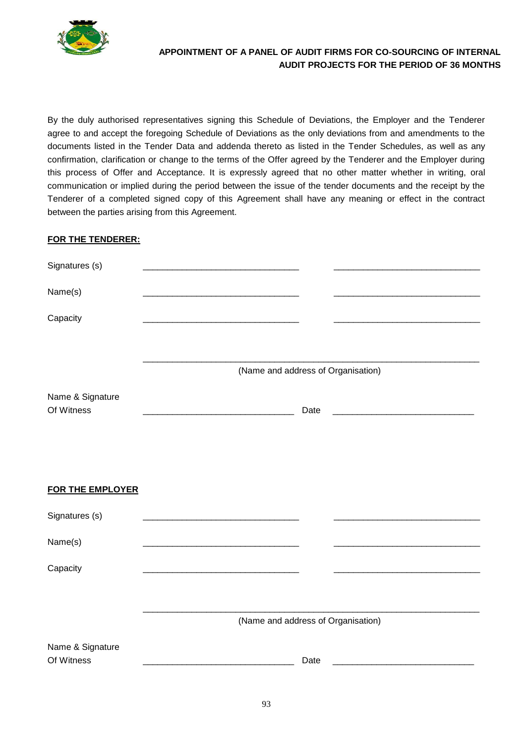**APPOINTMENT OF A PANEL OF AUDIT FIRMS FOR CO-SOURCING OF INTERNAL AUDIT PROJECTS FOR THE PERIOD OF 36 MONTHS**

By the duly authorised representatives signing this Schedule of Deviations, the Employer and the Tenderer agree to and accept the foregoing Schedule of Deviations as the only deviations from and amendments to the documents listed in the Tender Data and addenda thereto as listed in the Tender Schedules, as well as any confirmation, clarification or change to the terms of the Offer agreed by the Tenderer and the Employer during this process of Offer and Acceptance. It is expressly agreed that no other matter whether in writing, oral communication or implied during the period between the issue of the tender documents and the receipt by the Tenderer of a completed signed copy of this Agreement shall have any meaning or effect in the contract between the parties arising from this Agreement.

**FOR THE TENDERER:**

Signatures (s) ________________________________ ______________________________

Name(s) ________________________________ ______________________________

Capacity ________________________________ ______________________________

______________________________________________________________________

(Name and address of Organisation)

Name & Signature Of Witness _______________________________ Date _____________________________

**FOR THE EMPLOYER**

Signatures (s) ________________________________ ______________________________

Name(s) ________________________________ ______________________________

Capacity ________________________________ ______________________________

______________________________________________________________________

(Name and address of Organisation)

Name & Signature Of Witness _______________________________ Date _____________________________